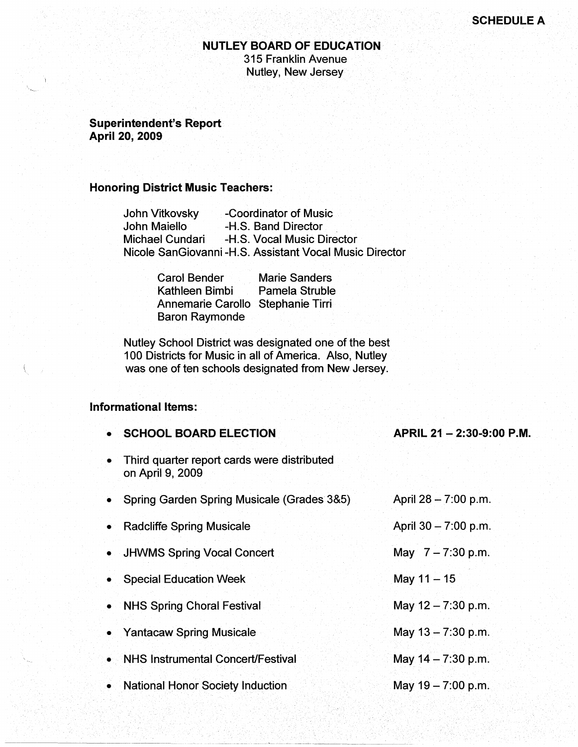SCHEDULE A

# NUTLEY BOARD OF EDUCATION

315 Franklin Avenue
Nutley, New Jersey

**Superintendent's Report**
**April 20, 2009**

## Honoring District Music Teachers:

John Vitkovsky -Coordinator of Music
John Maiello -H.S. Band Director
Michael Cundari -H.S. Vocal Music Director
Nicole SanGiovanni -H.S. Assistant Vocal Music Director

| | |
|---|---|
| Carol Bender | Marie Sanders |
| Kathleen Bimbi | Pamela Struble |
| Annemarie Carollo | Stephanie Tirri |
| Baron Raymonde | |

Nutley School District was designated one of the best 100 Districts for Music in all of America. Also, Nutley was one of ten schools designated from New Jersey.

## Informational Items:

| | |
|---|---|
| • **SCHOOL BOARD ELECTION** | **APRIL 21 – 2:30-9:00 P.M.** |
| • Third quarter report cards were distributed on April 9, 2009 | |
| • Spring Garden Spring Musicale (Grades 3&5) | April 28 – 7:00 p.m. |
| • Radcliffe Spring Musicale | April 30 – 7:00 p.m. |
| • JHWMS Spring Vocal Concert | May 7 – 7:30 p.m. |
| • Special Education Week | May 11 – 15 |
| • NHS Spring Choral Festival | May 12 – 7:30 p.m. |
| • Yantacaw Spring Musicale | May 13 – 7:30 p.m. |
| • NHS Instrumental Concert/Festival | May 14 – 7:30 p.m. |
| • National Honor Society Induction | May 19 – 7:00 p.m. |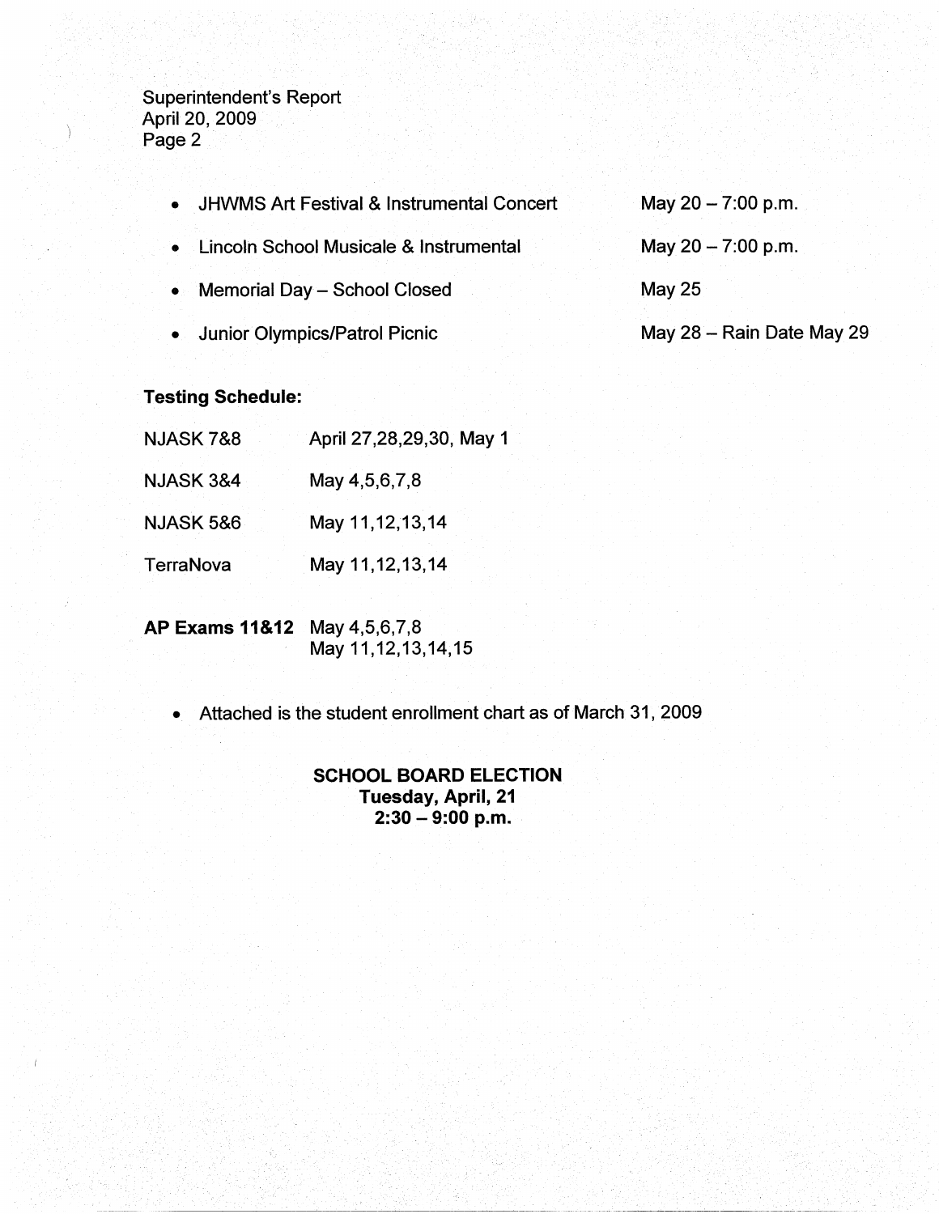- JHWMS Art Festival & Instrumental Concert — May 20 – 7:00 p.m.
- Lincoln School Musicale & Instrumental — May 20 – 7:00 p.m.
- Memorial Day – School Closed — May 25
- Junior Olympics/Patrol Picnic — May 28 – Rain Date May 29

**Testing Schedule:**

| | |
|---|---|
| NJASK 7&8 | April 27,28,29,30, May 1 |
| NJASK 3&4 | May 4,5,6,7,8 |
| NJASK 5&6 | May 11,12,13,14 |
| TerraNova | May 11,12,13,14 |
| **AP Exams 11&12** | May 4,5,6,7,8<br>May 11,12,13,14,15 |

- Attached is the student enrollment chart as of March 31, 2009

**SCHOOL BOARD ELECTION**
**Tuesday, April, 21**
**2:30 – 9:00 p.m.**